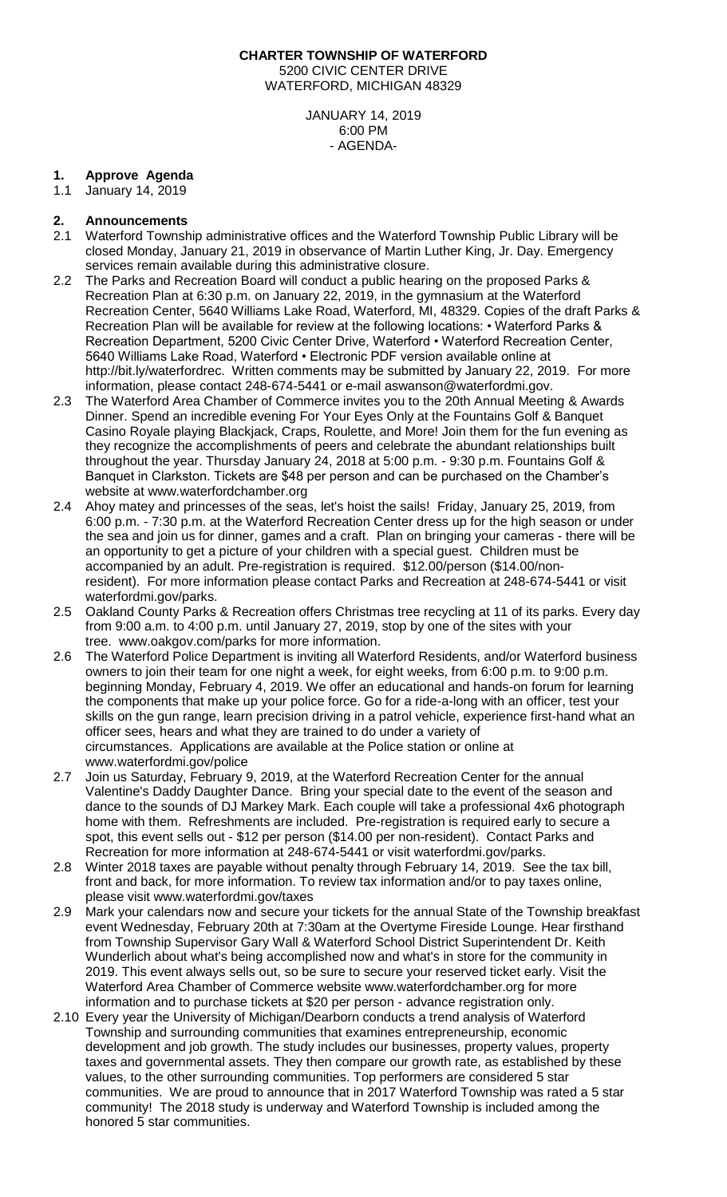**CHARTER TOWNSHIP OF WATERFORD**
5200 CIVIC CENTER DRIVE
WATERFORD, MICHIGAN 48329

JANUARY 14, 2019
6:00 PM
- AGENDA-

**1. Approve Agenda**

1.1 January 14, 2019

**2. Announcements**

2.1 Waterford Township administrative offices and the Waterford Township Public Library will be closed Monday, January 21, 2019 in observance of Martin Luther King, Jr. Day. Emergency services remain available during this administrative closure.

2.2 The Parks and Recreation Board will conduct a public hearing on the proposed Parks & Recreation Plan at 6:30 p.m. on January 22, 2019, in the gymnasium at the Waterford Recreation Center, 5640 Williams Lake Road, Waterford, MI, 48329. Copies of the draft Parks & Recreation Plan will be available for review at the following locations: • Waterford Parks & Recreation Department, 5200 Civic Center Drive, Waterford • Waterford Recreation Center, 5640 Williams Lake Road, Waterford • Electronic PDF version available online at http://bit.ly/waterfordrec. Written comments may be submitted by January 22, 2019. For more information, please contact 248-674-5441 or e-mail aswanson@waterfordmi.gov.

2.3 The Waterford Area Chamber of Commerce invites you to the 20th Annual Meeting & Awards Dinner. Spend an incredible evening For Your Eyes Only at the Fountains Golf & Banquet Casino Royale playing Blackjack, Craps, Roulette, and More! Join them for the fun evening as they recognize the accomplishments of peers and celebrate the abundant relationships built throughout the year. Thursday January 24, 2018 at 5:00 p.m. - 9:30 p.m. Fountains Golf & Banquet in Clarkston. Tickets are $48 per person and can be purchased on the Chamber's website at www.waterfordchamber.org

2.4 Ahoy matey and princesses of the seas, let's hoist the sails! Friday, January 25, 2019, from 6:00 p.m. - 7:30 p.m. at the Waterford Recreation Center dress up for the high season or under the sea and join us for dinner, games and a craft. Plan on bringing your cameras - there will be an opportunity to get a picture of your children with a special guest. Children must be accompanied by an adult. Pre-registration is required. $12.00/person ($14.00/non-resident). For more information please contact Parks and Recreation at 248-674-5441 or visit waterfordmi.gov/parks.

2.5 Oakland County Parks & Recreation offers Christmas tree recycling at 11 of its parks. Every day from 9:00 a.m. to 4:00 p.m. until January 27, 2019, stop by one of the sites with your tree. www.oakgov.com/parks for more information.

2.6 The Waterford Police Department is inviting all Waterford Residents, and/or Waterford business owners to join their team for one night a week, for eight weeks, from 6:00 p.m. to 9:00 p.m. beginning Monday, February 4, 2019. We offer an educational and hands-on forum for learning the components that make up your police force. Go for a ride-a-long with an officer, test your skills on the gun range, learn precision driving in a patrol vehicle, experience first-hand what an officer sees, hears and what they are trained to do under a variety of circumstances. Applications are available at the Police station or online at www.waterfordmi.gov/police

2.7 Join us Saturday, February 9, 2019, at the Waterford Recreation Center for the annual Valentine's Daddy Daughter Dance. Bring your special date to the event of the season and dance to the sounds of DJ Markey Mark. Each couple will take a professional 4x6 photograph home with them. Refreshments are included. Pre-registration is required early to secure a spot, this event sells out - $12 per person ($14.00 per non-resident). Contact Parks and Recreation for more information at 248-674-5441 or visit waterfordmi.gov/parks.

2.8 Winter 2018 taxes are payable without penalty through February 14, 2019. See the tax bill, front and back, for more information. To review tax information and/or to pay taxes online, please visit www.waterfordmi.gov/taxes

2.9 Mark your calendars now and secure your tickets for the annual State of the Township breakfast event Wednesday, February 20th at 7:30am at the Overtyme Fireside Lounge. Hear firsthand from Township Supervisor Gary Wall & Waterford School District Superintendent Dr. Keith Wunderlich about what's being accomplished now and what's in store for the community in 2019. This event always sells out, so be sure to secure your reserved ticket early. Visit the Waterford Area Chamber of Commerce website www.waterfordchamber.org for more information and to purchase tickets at $20 per person - advance registration only.

2.10 Every year the University of Michigan/Dearborn conducts a trend analysis of Waterford Township and surrounding communities that examines entrepreneurship, economic development and job growth. The study includes our businesses, property values, property taxes and governmental assets. They then compare our growth rate, as established by these values, to the other surrounding communities. Top performers are considered 5 star communities. We are proud to announce that in 2017 Waterford Township was rated a 5 star community! The 2018 study is underway and Waterford Township is included among the honored 5 star communities.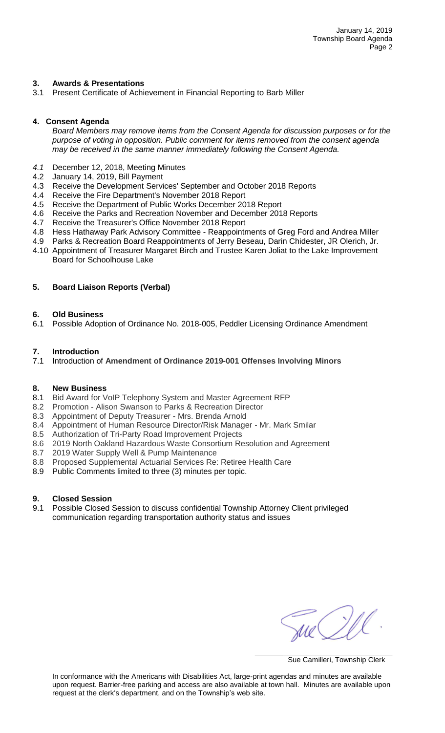## 3. Awards & Presentations

3.1 Present Certificate of Achievement in Financial Reporting to Barb Miller

## 4. Consent Agenda

*Board Members may remove items from the Consent Agenda for discussion purposes or for the purpose of voting in opposition. Public comment for items removed from the consent agenda may be received in the same manner immediately following the Consent Agenda.*

*4.1* December 12, 2018, Meeting Minutes
4.2 January 14, 2019, Bill Payment
4.3 Receive the Development Services' September and October 2018 Reports
4.4 Receive the Fire Department's November 2018 Report
4.5 Receive the Department of Public Works December 2018 Report
4.6 Receive the Parks and Recreation November and December 2018 Reports
4.7 Receive the Treasurer's Office November 2018 Report
4.8 Hess Hathaway Park Advisory Committee - Reappointments of Greg Ford and Andrea Miller
4.9 Parks & Recreation Board Reappointments of Jerry Beseau, Darin Chidester, JR Olerich, Jr.
4.10 Appointment of Treasurer Margaret Birch and Trustee Karen Joliat to the Lake Improvement Board for Schoolhouse Lake

## 5. Board Liaison Reports (Verbal)

## 6. Old Business

6.1 Possible Adoption of Ordinance No. 2018-005, Peddler Licensing Ordinance Amendment

## 7. Introduction

7.1 Introduction of **Amendment of Ordinance 2019-001 Offenses Involving Minors**

## 8. New Business

8.1 Bid Award for VoIP Telephony System and Master Agreement RFP
8.2 Promotion - Alison Swanson to Parks & Recreation Director
8.3 Appointment of Deputy Treasurer - Mrs. Brenda Arnold
8.4 Appointment of Human Resource Director/Risk Manager - Mr. Mark Smilar
8.5 Authorization of Tri-Party Road Improvement Projects
8.6 2019 North Oakland Hazardous Waste Consortium Resolution and Agreement
8.7 2019 Water Supply Well & Pump Maintenance
8.8 Proposed Supplemental Actuarial Services Re: Retiree Health Care
8.9 Public Comments limited to three (3) minutes per topic.

## 9. Closed Session

9.1 Possible Closed Session to discuss confidential Township Attorney Client privileged communication regarding transportation authority status and issues

Sue Camilleri, Township Clerk

In conformance with the Americans with Disabilities Act, large-print agendas and minutes are available upon request. Barrier-free parking and access are also available at town hall. Minutes are available upon request at the clerk's department, and on the Township's web site.